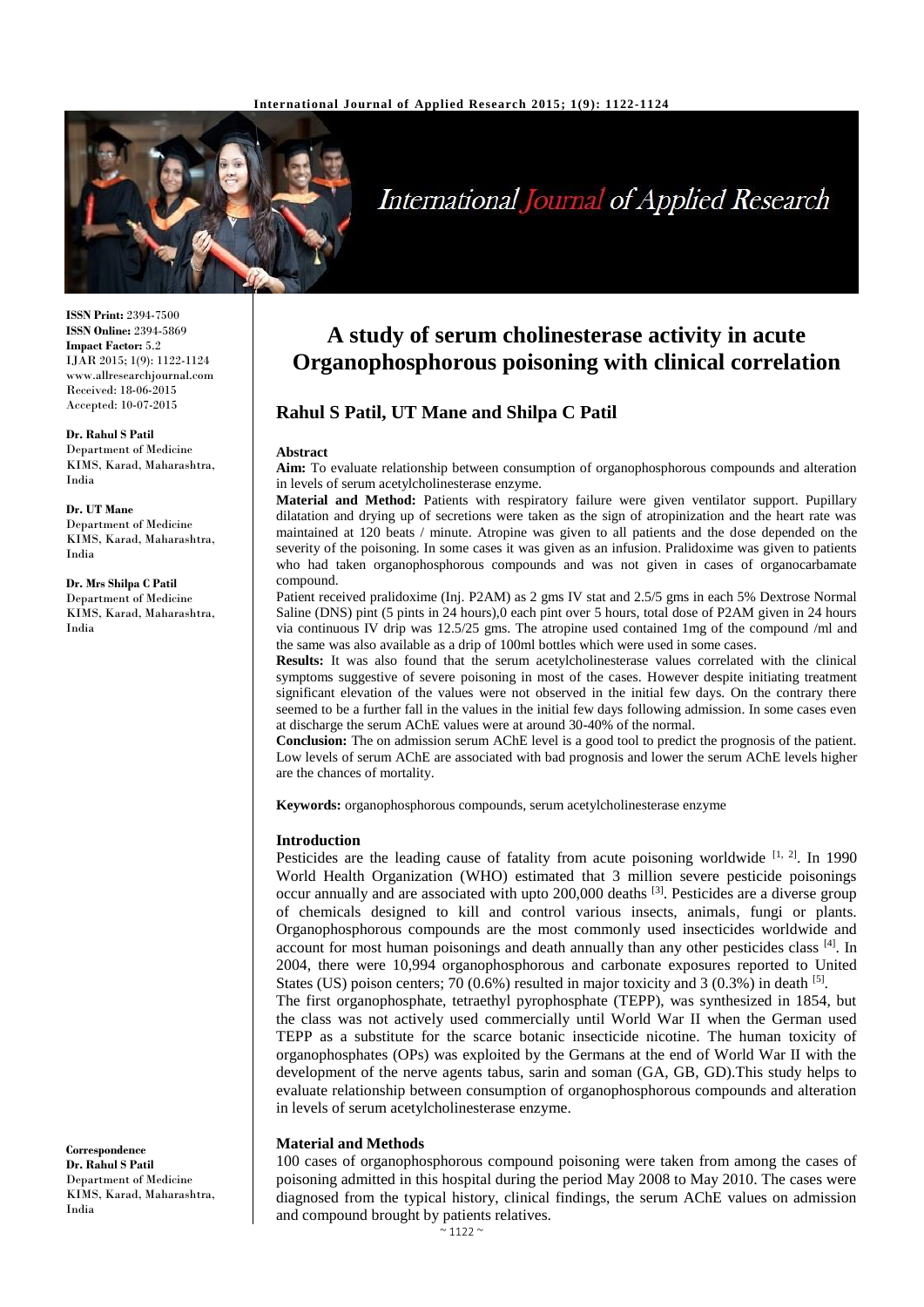# A study of serum cholinesterase activity in acute Organophosphorous poisoning with clinical correlation

## Rahul S Patil, UT Mane and Shilpa C Patil

ISSN Print: 2394-7500
ISSN Online: 2394-5869
Impact Factor: 5.2
IJAR 2015; 1(9): 1122-1124
www.allresearchjournal.com
Received: 18-06-2015
Accepted: 10-07-2015

**Dr. Rahul S Patil**
Department of Medicine KIMS, Karad, Maharashtra, India

**Dr. UT Mane**
Department of Medicine KIMS, Karad, Maharashtra, India

**Dr. Mrs Shilpa C Patil**
Department of Medicine KIMS, Karad, Maharashtra, India

**Correspondence**
**Dr. Rahul S Patil**
Department of Medicine KIMS, Karad, Maharashtra, India

### Abstract

**Aim:** To evaluate relationship between consumption of organophosphorous compounds and alteration in levels of serum acetylcholinesterase enzyme.

**Material and Method:** Patients with respiratory failure were given ventilator support. Pupillary dilatation and drying up of secretions were taken as the sign of atropinization and the heart rate was maintained at 120 beats / minute. Atropine was given to all patients and the dose depended on the severity of the poisoning. In some cases it was given as an infusion. Pralidoxime was given to patients who had taken organophosphorous compounds and was not given in cases of organocarbamate compound.

Patient received pralidoxime (Inj. P2AM) as 2 gms IV stat and 2.5/5 gms in each 5% Dextrose Normal Saline (DNS) pint (5 pints in 24 hours),0 each pint over 5 hours, total dose of P2AM given in 24 hours via continuous IV drip was 12.5/25 gms. The atropine used contained 1mg of the compound /ml and the same was also available as a drip of 100ml bottles which were used in some cases.

**Results:** It was also found that the serum acetylcholinesterase values correlated with the clinical symptoms suggestive of severe poisoning in most of the cases. However despite initiating treatment significant elevation of the values were not observed in the initial few days. On the contrary there seemed to be a further fall in the values in the initial few days following admission. In some cases even at discharge the serum AChE values were at around 30-40% of the normal.

**Conclusion:** The on admission serum AChE level is a good tool to predict the prognosis of the patient. Low levels of serum AChE are associated with bad prognosis and lower the serum AChE levels higher are the chances of mortality.

**Keywords:** organophosphorous compounds, serum acetylcholinesterase enzyme

### Introduction

Pesticides are the leading cause of fatality from acute poisoning worldwide [1, 2]. In 1990 World Health Organization (WHO) estimated that 3 million severe pesticide poisonings occur annually and are associated with upto 200,000 deaths [3]. Pesticides are a diverse group of chemicals designed to kill and control various insects, animals, fungi or plants. Organophosphorous compounds are the most commonly used insecticides worldwide and account for most human poisonings and death annually than any other pesticides class [4]. In 2004, there were 10,994 organophosphorous and carbonate exposures reported to United States (US) poison centers; 70 (0.6%) resulted in major toxicity and 3 (0.3%) in death [5].

The first organophosphate, tetraethyl pyrophosphate (TEPP), was synthesized in 1854, but the class was not actively used commercially until World War II when the German used TEPP as a substitute for the scarce botanic insecticide nicotine. The human toxicity of organophosphates (OPs) was exploited by the Germans at the end of World War II with the development of the nerve agents tabus, sarin and soman (GA, GB, GD).This study helps to evaluate relationship between consumption of organophosphorous compounds and alteration in levels of serum acetylcholinesterase enzyme.

### Material and Methods

100 cases of organophosphorous compound poisoning were taken from among the cases of poisoning admitted in this hospital during the period May 2008 to May 2010. The cases were diagnosed from the typical history, clinical findings, the serum AChE values on admission and compound brought by patients relatives.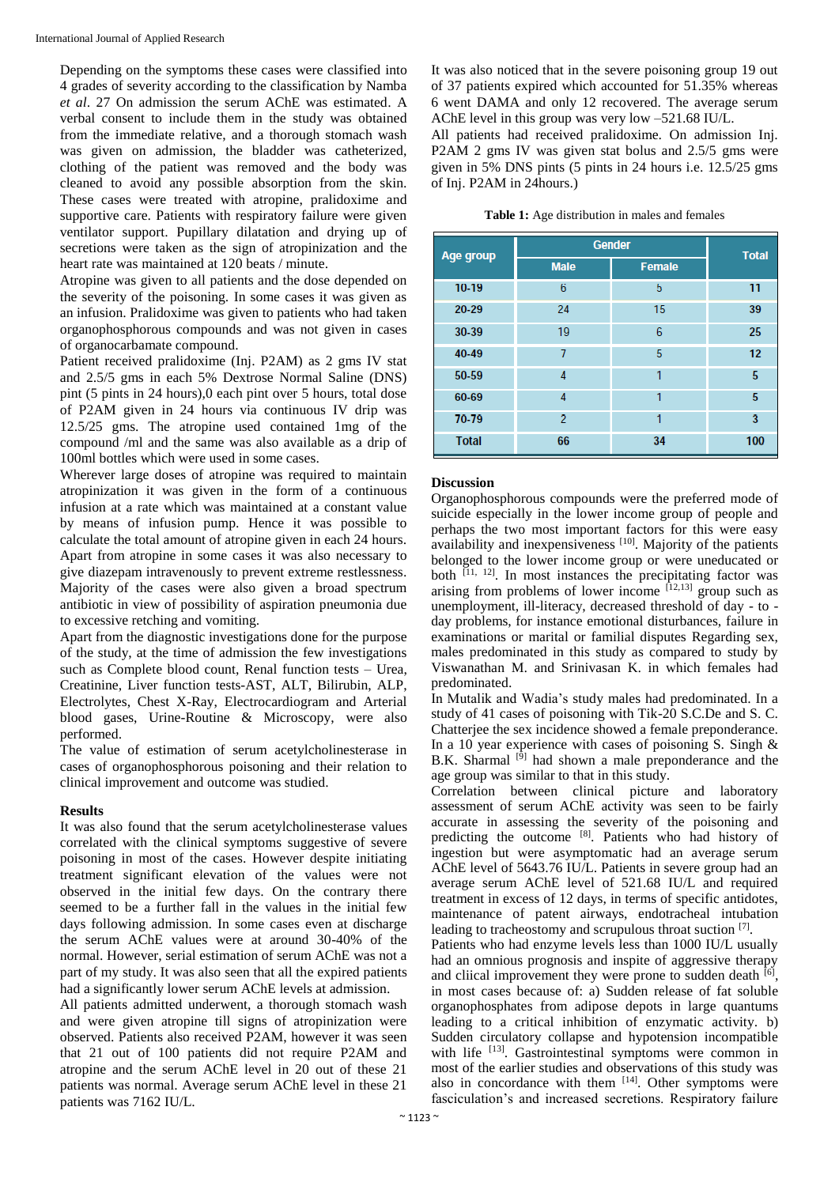Depending on the symptoms these cases were classified into 4 grades of severity according to the classification by Namba *et al*. 27 On admission the serum AChE was estimated. A verbal consent to include them in the study was obtained from the immediate relative, and a thorough stomach wash was given on admission, the bladder was catheterized, clothing of the patient was removed and the body was cleaned to avoid any possible absorption from the skin. These cases were treated with atropine, pralidoxime and supportive care. Patients with respiratory failure were given ventilator support. Pupillary dilatation and drying up of secretions were taken as the sign of atropinization and the heart rate was maintained at 120 beats / minute.

Atropine was given to all patients and the dose depended on the severity of the poisoning. In some cases it was given as an infusion. Pralidoxime was given to patients who had taken organophosphorous compounds and was not given in cases of organocarbamate compound.

Patient received pralidoxime (Inj. P2AM) as 2 gms IV stat and 2.5/5 gms in each 5% Dextrose Normal Saline (DNS) pint (5 pints in 24 hours),0 each pint over 5 hours, total dose of P2AM given in 24 hours via continuous IV drip was 12.5/25 gms. The atropine used contained 1mg of the compound /ml and the same was also available as a drip of 100ml bottles which were used in some cases.

Wherever large doses of atropine was required to maintain atropinization it was given in the form of a continuous infusion at a rate which was maintained at a constant value by means of infusion pump. Hence it was possible to calculate the total amount of atropine given in each 24 hours. Apart from atropine in some cases it was also necessary to give diazepam intravenously to prevent extreme restlessness. Majority of the cases were also given a broad spectrum antibiotic in view of possibility of aspiration pneumonia due to excessive retching and vomiting.

Apart from the diagnostic investigations done for the purpose of the study, at the time of admission the few investigations such as Complete blood count, Renal function tests – Urea, Creatinine, Liver function tests-AST, ALT, Bilirubin, ALP, Electrolytes, Chest X-Ray, Electrocardiogram and Arterial blood gases, Urine-Routine & Microscopy, were also performed.

The value of estimation of serum acetylcholinesterase in cases of organophosphorous poisoning and their relation to clinical improvement and outcome was studied.

## Results

It was also found that the serum acetylcholinesterase values correlated with the clinical symptoms suggestive of severe poisoning in most of the cases. However despite initiating treatment significant elevation of the values were not observed in the initial few days. On the contrary there seemed to be a further fall in the values in the initial few days following admission. In some cases even at discharge the serum AChE values were at around 30-40% of the normal. However, serial estimation of serum AChE was not a part of my study. It was also seen that all the expired patients had a significantly lower serum AChE levels at admission.

All patients admitted underwent, a thorough stomach wash and were given atropine till signs of atropinization were observed. Patients also received P2AM, however it was seen that 21 out of 100 patients did not require P2AM and atropine and the serum AChE level in 20 out of these 21 patients was normal. Average serum AChE level in these 21 patients was 7162 IU/L.

It was also noticed that in the severe poisoning group 19 out of 37 patients expired which accounted for 51.35% whereas 6 went DAMA and only 12 recovered. The average serum AChE level in this group was very low –521.68 IU/L.

All patients had received pralidoxime. On admission Inj. P2AM 2 gms IV was given stat bolus and 2.5/5 gms were given in 5% DNS pints (5 pints in 24 hours i.e. 12.5/25 gms of Inj. P2AM in 24hours.)

**Table 1:** Age distribution in males and females

| Age group | Gender | | Total |
|---|---|---|---|
| | Male | Female | |
| 10-19 | 6 | 5 | 11 |
| 20-29 | 24 | 15 | 39 |
| 30-39 | 19 | 6 | 25 |
| 40-49 | 7 | 5 | 12 |
| 50-59 | 4 | 1 | 5 |
| 60-69 | 4 | 1 | 5 |
| 70-79 | 2 | 1 | 3 |
| Total | 66 | 34 | 100 |

## Discussion

Organophosphorous compounds were the preferred mode of suicide especially in the lower income group of people and perhaps the two most important factors for this were easy availability and inexpensiveness [10]. Majority of the patients belonged to the lower income group or were uneducated or both [11, 12]. In most instances the precipitating factor was arising from problems of lower income [12,13] group such as unemployment, ill-literacy, decreased threshold of day - to - day problems, for instance emotional disturbances, failure in examinations or marital or familial disputes Regarding sex, males predominated in this study as compared to study by Viswanathan M. and Srinivasan K. in which females had predominated.

In Mutalik and Wadia's study males had predominated. In a study of 41 cases of poisoning with Tik-20 S.C.De and S. C. Chatterjee the sex incidence showed a female preponderance. In a 10 year experience with cases of poisoning S. Singh & B.K. Sharmal [9] had shown a male preponderance and the age group was similar to that in this study.

Correlation between clinical picture and laboratory assessment of serum AChE activity was seen to be fairly accurate in assessing the severity of the poisoning and predicting the outcome [8]. Patients who had history of ingestion but were asymptomatic had an average serum AChE level of 5643.76 IU/L. Patients in severe group had an average serum AChE level of 521.68 IU/L and required treatment in excess of 12 days, in terms of specific antidotes, maintenance of patent airways, endotracheal intubation leading to tracheostomy and scrupulous throat suction [7].

Patients who had enzyme levels less than 1000 IU/L usually had an omnious prognosis and inspite of aggressive therapy and cliical improvement they were prone to sudden death [6], in most cases because of: a) Sudden release of fat soluble organophosphates from adipose depots in large quantums leading to a critical inhibition of enzymatic activity. b) Sudden circulatory collapse and hypotension incompatible with life [13]. Gastrointestinal symptoms were common in most of the earlier studies and observations of this study was also in concordance with them [14]. Other symptoms were fasciculation's and increased secretions. Respiratory failure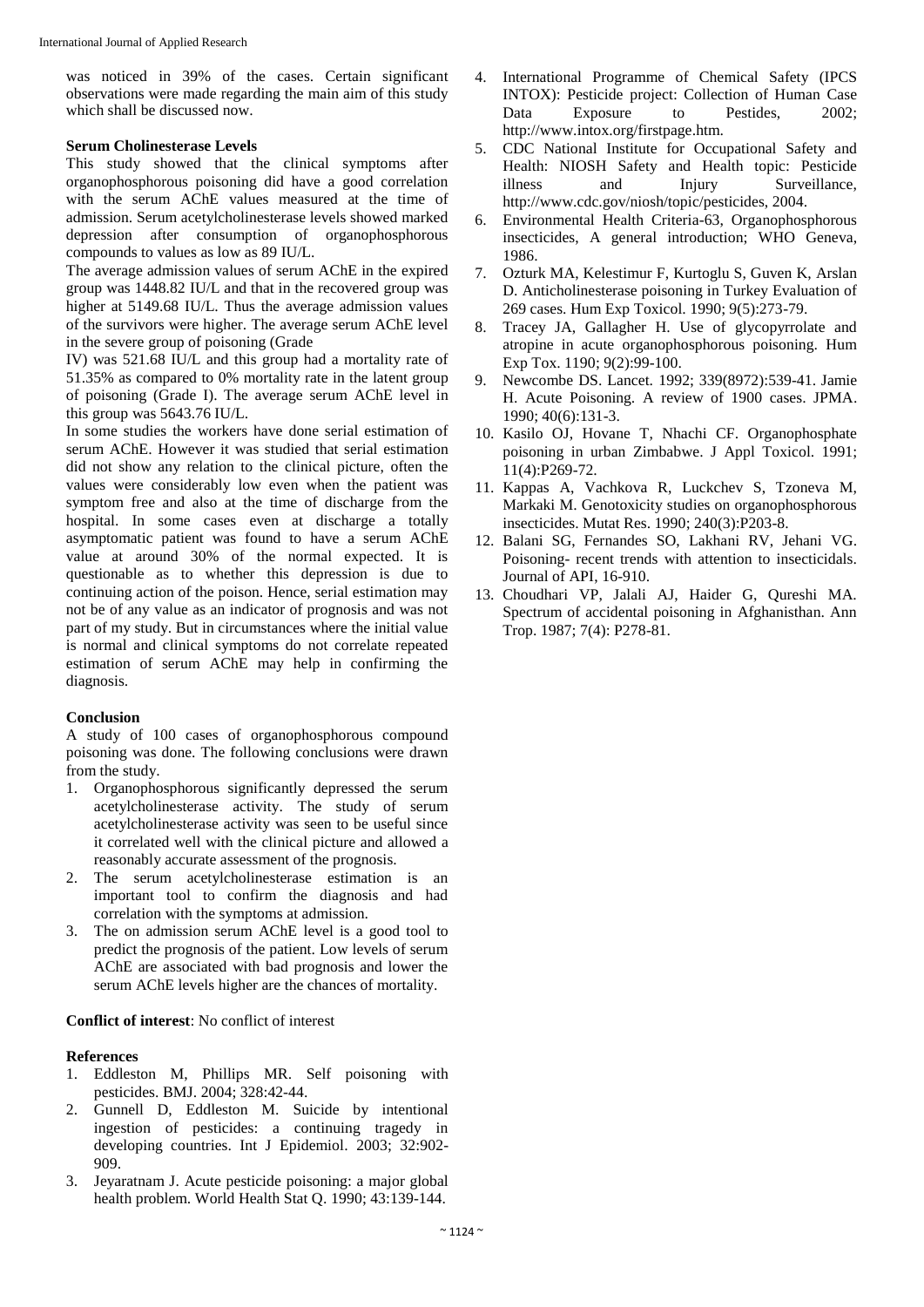was noticed in 39% of the cases. Certain significant observations were made regarding the main aim of this study which shall be discussed now.

**Serum Cholinesterase Levels**

This study showed that the clinical symptoms after organophosphorous poisoning did have a good correlation with the serum AChE values measured at the time of admission. Serum acetylcholinesterase levels showed marked depression after consumption of organophosphorous compounds to values as low as 89 IU/L.

The average admission values of serum AChE in the expired group was 1448.82 IU/L and that in the recovered group was higher at 5149.68 IU/L. Thus the average admission values of the survivors were higher. The average serum AChE level in the severe group of poisoning (Grade IV) was 521.68 IU/L and this group had a mortality rate of 51.35% as compared to 0% mortality rate in the latent group of poisoning (Grade I). The average serum AChE level in this group was 5643.76 IU/L.

In some studies the workers have done serial estimation of serum AChE. However it was studied that serial estimation did not show any relation to the clinical picture, often the values were considerably low even when the patient was symptom free and also at the time of discharge from the hospital. In some cases even at discharge a totally asymptomatic patient was found to have a serum AChE value at around 30% of the normal expected. It is questionable as to whether this depression is due to continuing action of the poison. Hence, serial estimation may not be of any value as an indicator of prognosis and was not part of my study. But in circumstances where the initial value is normal and clinical symptoms do not correlate repeated estimation of serum AChE may help in confirming the diagnosis.

**Conclusion**

A study of 100 cases of organophosphorous compound poisoning was done. The following conclusions were drawn from the study.

1. Organophosphorous significantly depressed the serum acetylcholinesterase activity. The study of serum acetylcholinesterase activity was seen to be useful since it correlated well with the clinical picture and allowed a reasonably accurate assessment of the prognosis.
2. The serum acetylcholinesterase estimation is an important tool to confirm the diagnosis and had correlation with the symptoms at admission.
3. The on admission serum AChE level is a good tool to predict the prognosis of the patient. Low levels of serum AChE are associated with bad prognosis and lower the serum AChE levels higher are the chances of mortality.

**Conflict of interest**: No conflict of interest

**References**

1. Eddleston M, Phillips MR. Self poisoning with pesticides. BMJ. 2004; 328:42-44.
2. Gunnell D, Eddleston M. Suicide by intentional ingestion of pesticides: a continuing tragedy in developing countries. Int J Epidemiol. 2003; 32:902-909.
3. Jeyaratnam J. Acute pesticide poisoning: a major global health problem. World Health Stat Q. 1990; 43:139-144.
4. International Programme of Chemical Safety (IPCS INTOX): Pesticide project: Collection of Human Case Data Exposure to Pestides, 2002; http://www.intox.org/firstpage.htm.
5. CDC National Institute for Occupational Safety and Health: NIOSH Safety and Health topic: Pesticide illness and Injury Surveillance, http://www.cdc.gov/niosh/topic/pesticides, 2004.
6. Environmental Health Criteria-63, Organophosphorous insecticides, A general introduction; WHO Geneva, 1986.
7. Ozturk MA, Kelestimur F, Kurtoglu S, Guven K, Arslan D. Anticholinesterase poisoning in Turkey Evaluation of 269 cases. Hum Exp Toxicol. 1990; 9(5):273-79.
8. Tracey JA, Gallagher H. Use of glycopyrrolate and atropine in acute organophosphorous poisoning. Hum Exp Tox. 1190; 9(2):99-100.
9. Newcombe DS. Lancet. 1992; 339(8972):539-41. Jamie H. Acute Poisoning. A review of 1900 cases. JPMA. 1990; 40(6):131-3.
10. Kasilo OJ, Hovane T, Nhachi CF. Organophosphate poisoning in urban Zimbabwe. J Appl Toxicol. 1991; 11(4):P269-72.
11. Kappas A, Vachkova R, Luckchev S, Tzoneva M, Markaki M. Genotoxicity studies on organophosphorous insecticides. Mutat Res. 1990; 240(3):P203-8.
12. Balani SG, Fernandes SO, Lakhani RV, Jehani VG. Poisoning- recent trends with attention to insecticidals. Journal of API, 16-910.
13. Choudhari VP, Jalali AJ, Haider G, Qureshi MA. Spectrum of accidental poisoning in Afghanisthan. Ann Trop. 1987; 7(4): P278-81.